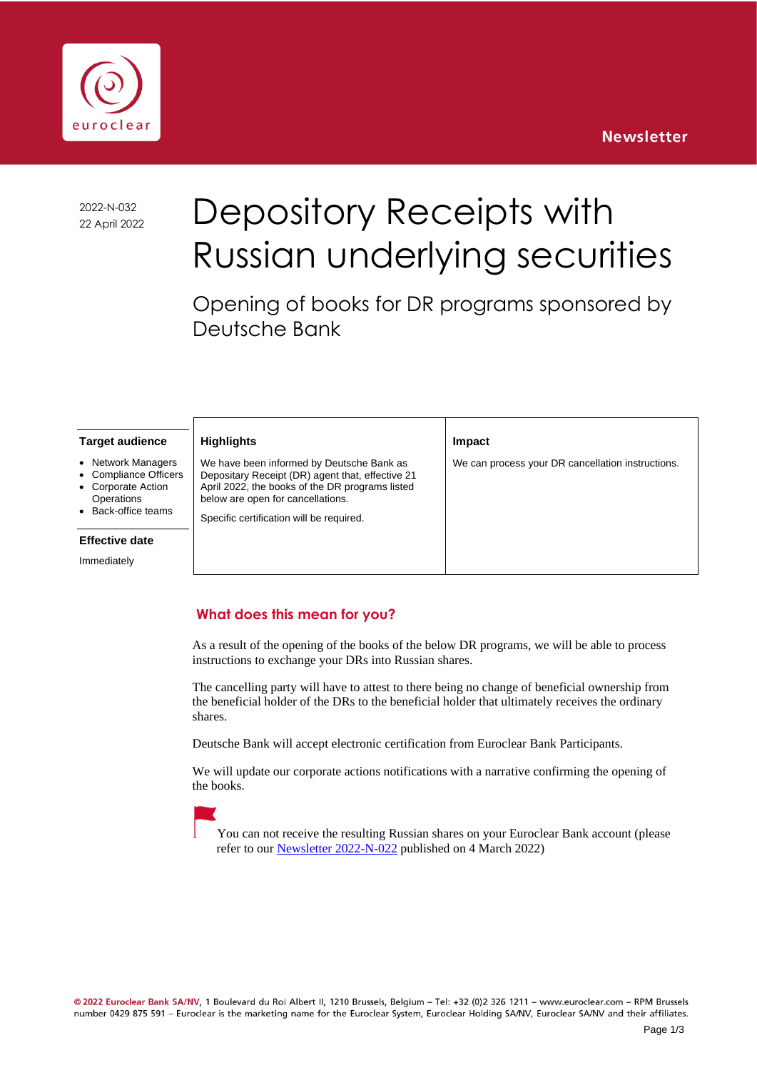Newsletter

2022-N-032
22 April 2022

# Depository Receipts with Russian underlying securities

## Opening of books for DR programs sponsored by Deutsche Bank

**Target audience**

- Network Managers
- Compliance Officers
- Corporate Action Operations
- Back-office teams

**Effective date**

Immediately

| Highlights | Impact |
|---|---|
| We have been informed by Deutsche Bank as Depositary Receipt (DR) agent that, effective 21 April 2022, the books of the DR programs listed below are open for cancellations.<br><br>Specific certification will be required. | We can process your DR cancellation instructions. |

## What does this mean for you?

As a result of the opening of the books of the below DR programs, we will be able to process instructions to exchange your DRs into Russian shares.

The cancelling party will have to attest to there being no change of beneficial ownership from the beneficial holder of the DRs to the beneficial holder that ultimately receives the ordinary shares.

Deutsche Bank will accept electronic certification from Euroclear Bank Participants.

We will update our corporate actions notifications with a narrative confirming the opening of the books.

You can not receive the resulting Russian shares on your Euroclear Bank account (please refer to our Newsletter 2022-N-022 published on 4 March 2022)

© 2022 Euroclear Bank SA/NV, 1 Boulevard du Roi Albert II, 1210 Brussels, Belgium – Tel: +32 (0)2 326 1211 – www.euroclear.com – RPM Brussels number 0429 875 591 – Euroclear is the marketing name for the Euroclear System, Euroclear Holding SA/NV, Euroclear SA/NV and their affiliates.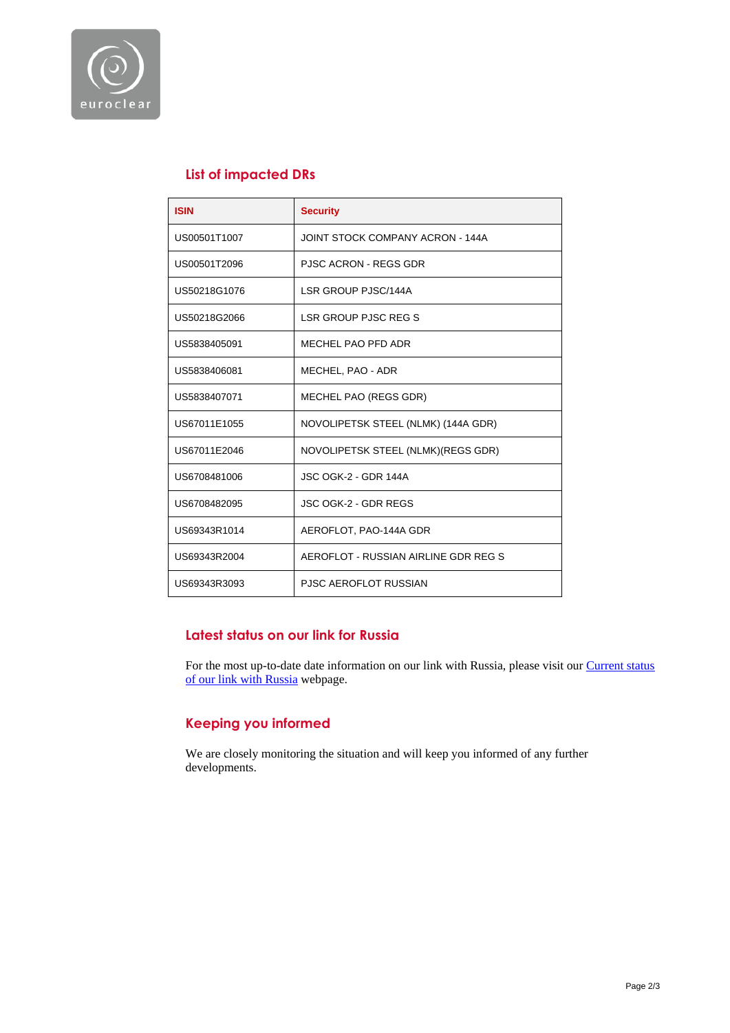## List of impacted DRs

| ISIN | Security |
|---|---|
| US00501T1007 | JOINT STOCK COMPANY ACRON - 144A |
| US00501T2096 | PJSC ACRON - REGS GDR |
| US50218G1076 | LSR GROUP PJSC/144A |
| US50218G2066 | LSR GROUP PJSC REG S |
| US5838405091 | MECHEL PAO PFD ADR |
| US5838406081 | MECHEL, PAO - ADR |
| US5838407071 | MECHEL PAO (REGS GDR) |
| US67011E1055 | NOVOLIPETSK STEEL (NLMK) (144A GDR) |
| US67011E2046 | NOVOLIPETSK STEEL (NLMK)(REGS GDR) |
| US6708481006 | JSC OGK-2 - GDR 144A |
| US6708482095 | JSC OGK-2 - GDR REGS |
| US69343R1014 | AEROFLOT, PAO-144A GDR |
| US69343R2004 | AEROFLOT - RUSSIAN AIRLINE GDR REG S |
| US69343R3093 | PJSC AEROFLOT RUSSIAN |

## Latest status on our link for Russia

For the most up-to-date date information on our link with Russia, please visit our [Current status of our link with Russia]() webpage.

## Keeping you informed

We are closely monitoring the situation and will keep you informed of any further developments.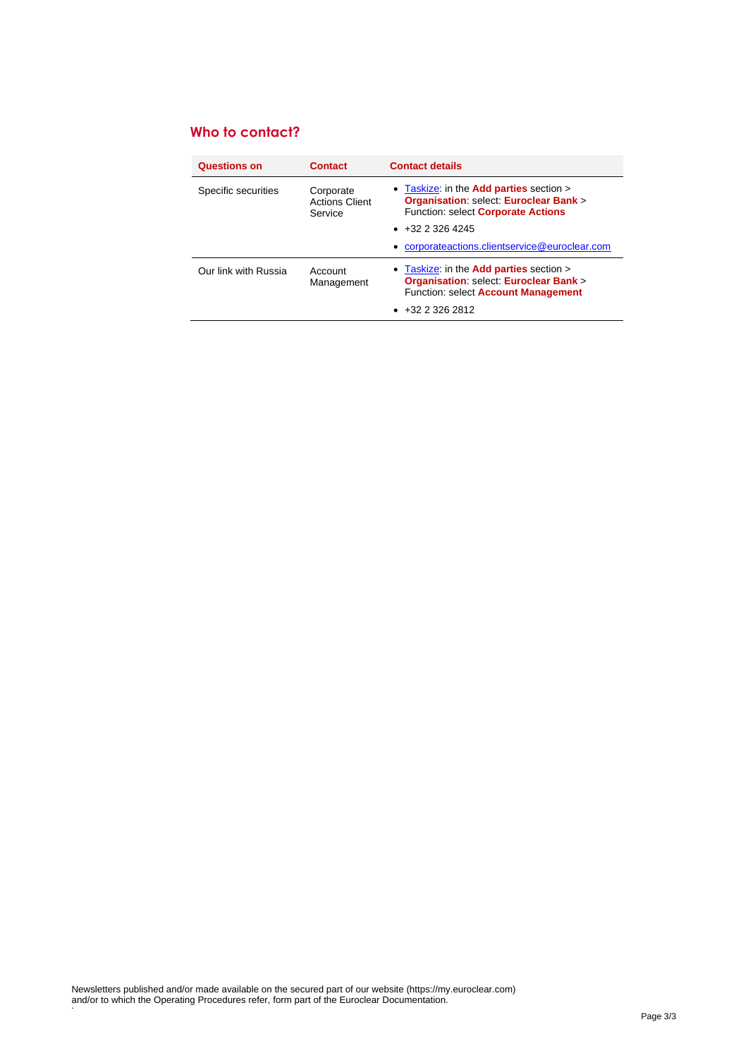## Who to contact?

| Questions on | Contact | Contact details |
|---|---|---|
| Specific securities | Corporate Actions Client Service | • Taskize: in the **Add parties** section > **Organisation**: select: **Euroclear Bank** > Function: select **Corporate Actions**<br>• +32 2 326 4245<br>• corporateactions.clientservice@euroclear.com |
| Our link with Russia | Account Management | • Taskize: in the **Add parties** section > **Organisation**: select: **Euroclear Bank** > Function: select **Account Management**<br>• +32 2 326 2812 |

Newsletters published and/or made available on the secured part of our website (https://my.euroclear.com) and/or to which the Operating Procedures refer, form part of the Euroclear Documentation.